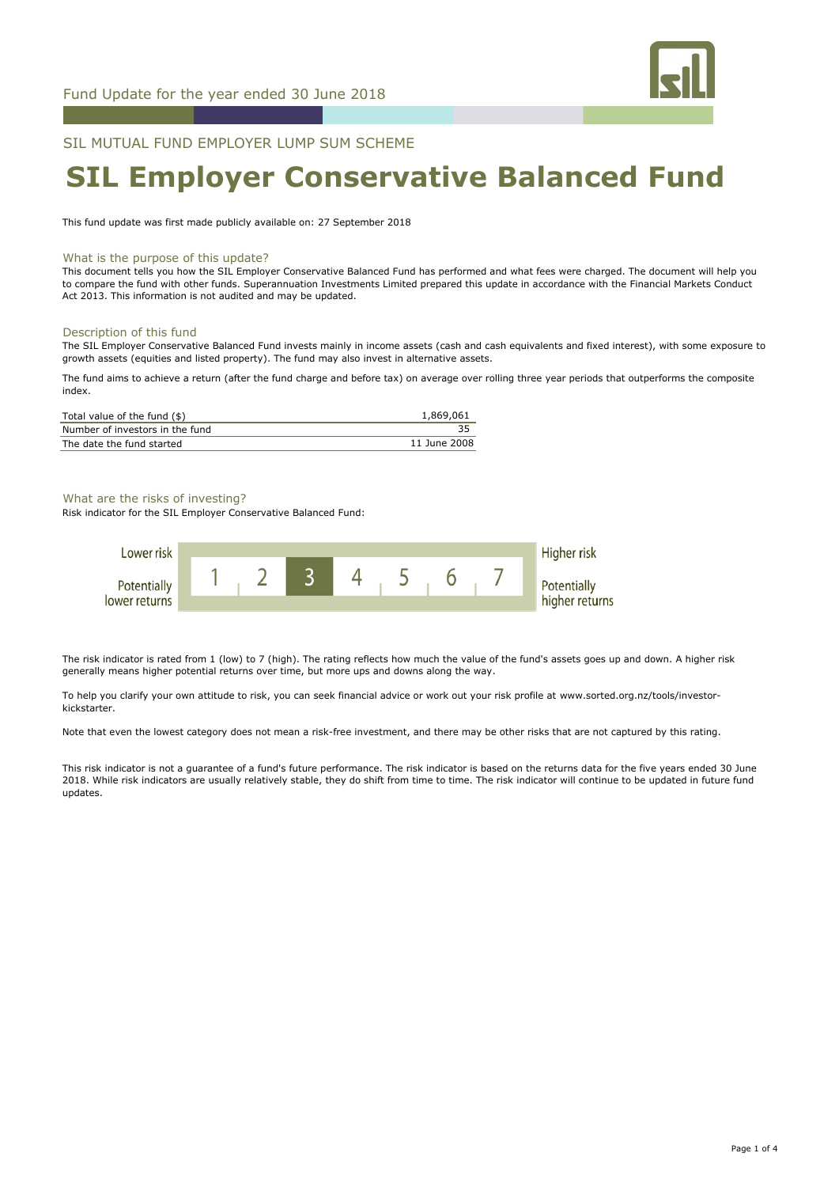Fund Update for the year ended 30 June 2018

SIL MUTUAL FUND EMPLOYER LUMP SUM SCHEME

# SIL Employer Conservative Balanced Fund

This fund update was first made publicly available on: 27 September 2018

## What is the purpose of this update?

This document tells you how the SIL Employer Conservative Balanced Fund has performed and what fees were charged. The document will help you to compare the fund with other funds. Superannuation Investments Limited prepared this update in accordance with the Financial Markets Conduct Act 2013. This information is not audited and may be updated.

## Description of this fund

The SIL Employer Conservative Balanced Fund invests mainly in income assets (cash and cash equivalents and fixed interest), with some exposure to growth assets (equities and listed property). The fund may also invest in alternative assets.

The fund aims to achieve a return (after the fund charge and before tax) on average over rolling three year periods that outperforms the composite index.

| | |
|---|---|
| Total value of the fund ($) | 1,869,061 |
| Number of investors in the fund | 35 |
| The date the fund started | 11 June 2008 |

## What are the risks of investing?

Risk indicator for the SIL Employer Conservative Balanced Fund:

| Lower risk / Potentially lower returns | 1 | 2 | **3** | 4 | 5 | 6 | 7 | Higher risk / Potentially higher returns |
|---|---|---|---|---|---|---|---|---|

The risk indicator is rated from 1 (low) to 7 (high). The rating reflects how much the value of the fund's assets goes up and down. A higher risk generally means higher potential returns over time, but more ups and downs along the way.

To help you clarify your own attitude to risk, you can seek financial advice or work out your risk profile at www.sorted.org.nz/tools/investor-kickstarter.

Note that even the lowest category does not mean a risk-free investment, and there may be other risks that are not captured by this rating.

This risk indicator is not a guarantee of a fund's future performance. The risk indicator is based on the returns data for the five years ended 30 June 2018. While risk indicators are usually relatively stable, they do shift from time to time. The risk indicator will continue to be updated in future fund updates.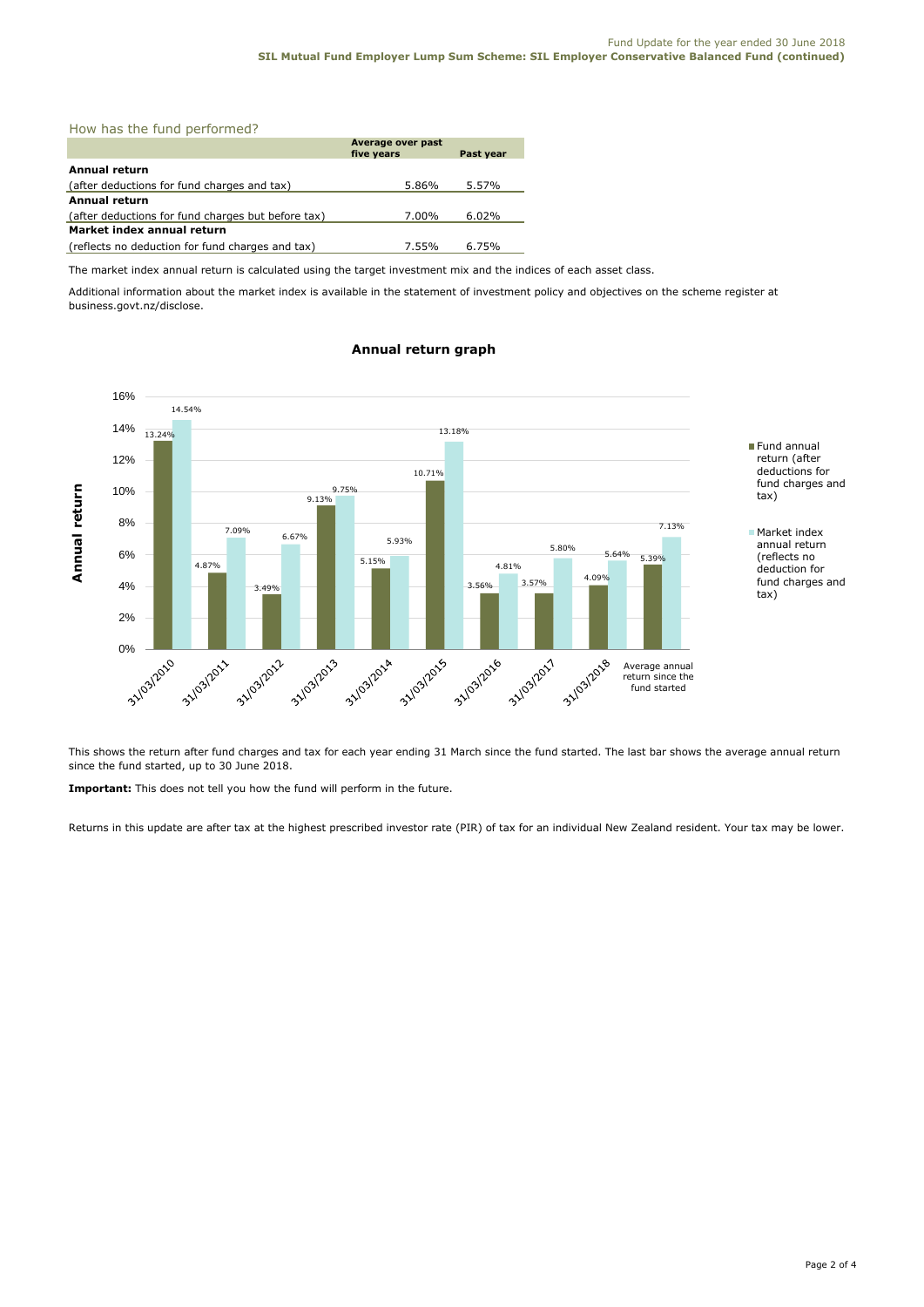## How has the fund performed?

| | Average over past five years | Past year |
|---|---|---|
| **Annual return** | | |
| (after deductions for fund charges and tax) | 5.86% | 5.57% |
| **Annual return** | | |
| (after deductions for fund charges but before tax) | 7.00% | 6.02% |
| **Market index annual return** | | |
| (reflects no deduction for fund charges and tax) | 7.55% | 6.75% |

The market index annual return is calculated using the target investment mix and the indices of each asset class.

Additional information about the market index is available in the statement of investment policy and objectives on the scheme register at business.govt.nz/disclose.

### Annual return graph

| | Fund annual return (after deductions for fund charges and tax) | Market index annual return (reflects no deduction for fund charges and tax) |
|---|---|---|
| 31/03/2010 | 13.24% | 14.54% |
| 31/03/2011 | 4.87% | 7.09% |
| 31/03/2012 | 3.49% | 6.67% |
| 31/03/2013 | 9.13% | 9.75% |
| 31/03/2014 | 5.15% | 5.93% |
| 31/03/2015 | 10.71% | 13.18% |
| 31/03/2016 | 3.56% | 4.81% |
| 31/03/2017 | 3.57% | 5.80% |
| 31/03/2018 | 4.09% | 5.64% |
| Average annual return since the fund started | 5.39% | 7.13% |

This shows the return after fund charges and tax for each year ending 31 March since the fund started. The last bar shows the average annual return since the fund started, up to 30 June 2018.

**Important:** This does not tell you how the fund will perform in the future.

Returns in this update are after tax at the highest prescribed investor rate (PIR) of tax for an individual New Zealand resident. Your tax may be lower.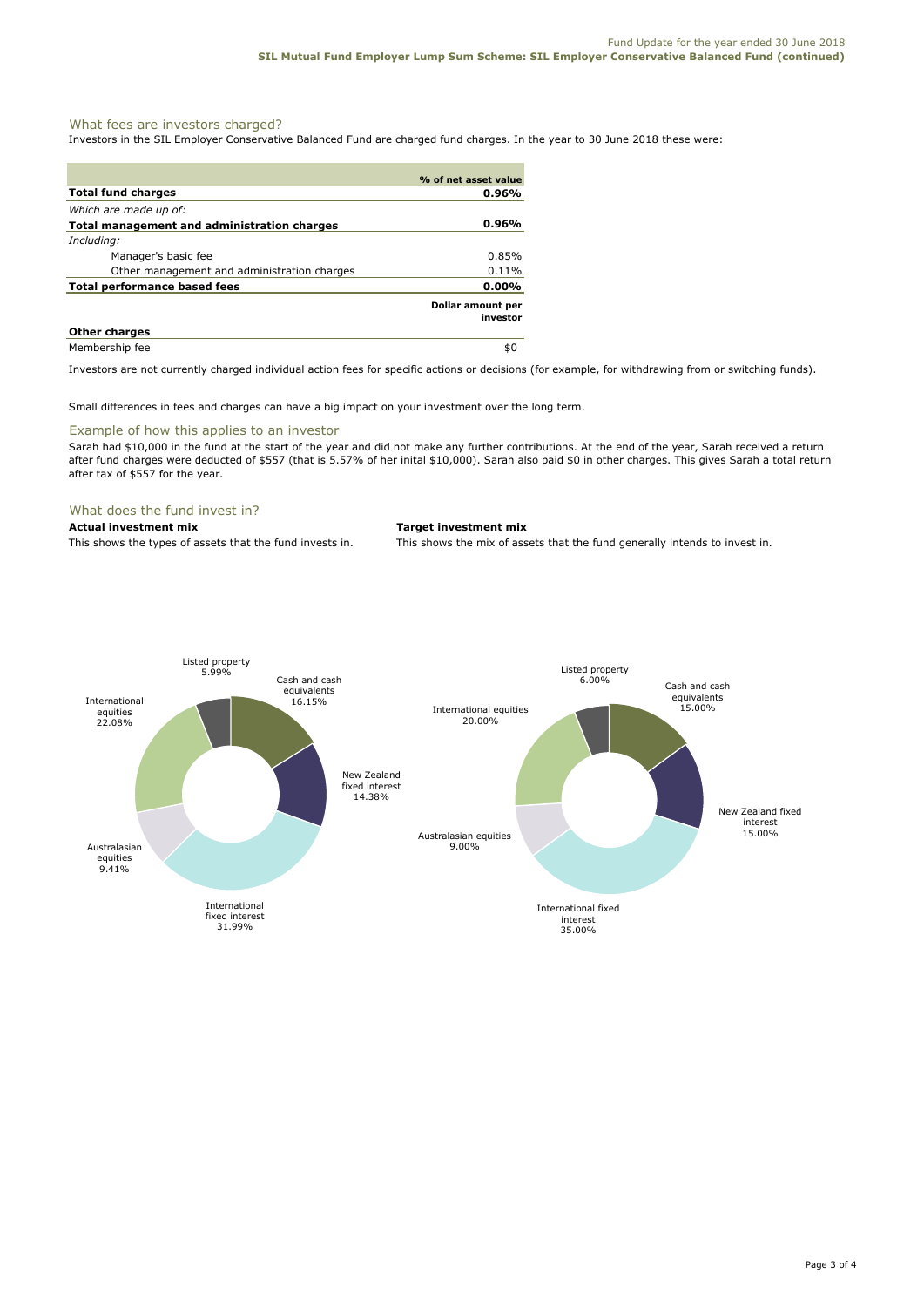## What fees are investors charged?

Investors in the SIL Employer Conservative Balanced Fund are charged fund charges. In the year to 30 June 2018 these were:

| | % of net asset value |
|---|---|
| **Total fund charges** | **0.96%** |
| *Which are made up of:* | |
| **Total management and administration charges** | **0.96%** |
| *Including:* | |
| Manager's basic fee | 0.85% |
| Other management and administration charges | 0.11% |
| **Total performance based fees** | **0.00%** |
| | **Dollar amount per investor** |
| **Other charges** | |
| Membership fee | $0 |

Investors are not currently charged individual action fees for specific actions or decisions (for example, for withdrawing from or switching funds).

Small differences in fees and charges can have a big impact on your investment over the long term.

## Example of how this applies to an investor

Sarah had $10,000 in the fund at the start of the year and did not make any further contributions. At the end of the year, Sarah received a return after fund charges were deducted of $557 (that is 5.57% of her inital $10,000). Sarah also paid $0 in other charges. This gives Sarah a total return after tax of $557 for the year.

## What does the fund invest in?

**Actual investment mix**

This shows the types of assets that the fund invests in.

| Asset type | % |
|---|---|
| Cash and cash equivalents | 16.15% |
| New Zealand fixed interest | 14.38% |
| International fixed interest | 31.99% |
| Australasian equities | 9.41% |
| International equities | 22.08% |
| Listed property | 5.99% |

**Target investment mix**

This shows the mix of assets that the fund generally intends to invest in.

| Asset type | % |
|---|---|
| Cash and cash equivalents | 15.00% |
| New Zealand fixed interest | 15.00% |
| International fixed interest | 35.00% |
| Australasian equities | 9.00% |
| International equities | 20.00% |
| Listed property | 6.00% |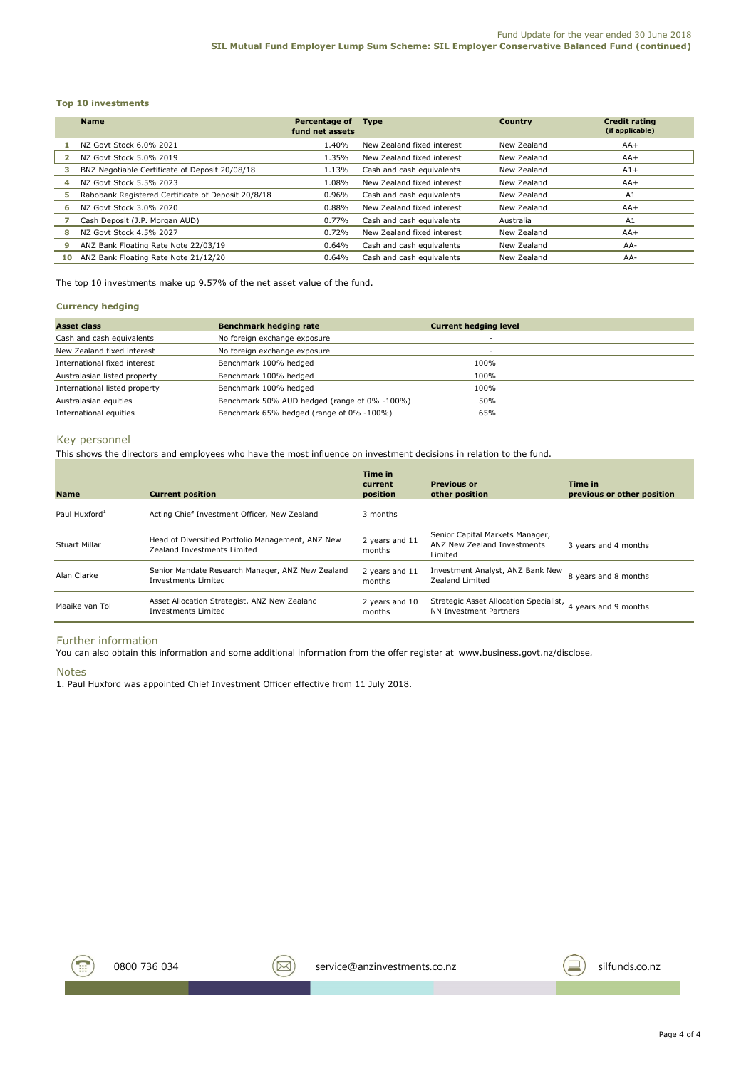### Top 10 investments

| | Name | Percentage of fund net assets | Type | Country | Credit rating (if applicable) |
|---|---|---|---|---|---|
| 1 | NZ Govt Stock 6.0% 2021 | 1.40% | New Zealand fixed interest | New Zealand | AA+ |
| 2 | NZ Govt Stock 5.0% 2019 | 1.35% | New Zealand fixed interest | New Zealand | AA+ |
| 3 | BNZ Negotiable Certificate of Deposit 20/08/18 | 1.13% | Cash and cash equivalents | New Zealand | A1+ |
| 4 | NZ Govt Stock 5.5% 2023 | 1.08% | New Zealand fixed interest | New Zealand | AA+ |
| 5 | Rabobank Registered Certificate of Deposit 20/8/18 | 0.96% | Cash and cash equivalents | New Zealand | A1 |
| 6 | NZ Govt Stock 3.0% 2020 | 0.88% | New Zealand fixed interest | New Zealand | AA+ |
| 7 | Cash Deposit (J.P. Morgan AUD) | 0.77% | Cash and cash equivalents | Australia | A1 |
| 8 | NZ Govt Stock 4.5% 2027 | 0.72% | New Zealand fixed interest | New Zealand | AA+ |
| 9 | ANZ Bank Floating Rate Note 22/03/19 | 0.64% | Cash and cash equivalents | New Zealand | AA- |
| 10 | ANZ Bank Floating Rate Note 21/12/20 | 0.64% | Cash and cash equivalents | New Zealand | AA- |

The top 10 investments make up 9.57% of the net asset value of the fund.

### Currency hedging

| Asset class | Benchmark hedging rate | Current hedging level |
|---|---|---|
| Cash and cash equivalents | No foreign exchange exposure | - |
| New Zealand fixed interest | No foreign exchange exposure | - |
| International fixed interest | Benchmark 100% hedged | 100% |
| Australasian listed property | Benchmark 100% hedged | 100% |
| International listed property | Benchmark 100% hedged | 100% |
| Australasian equities | Benchmark 50% AUD hedged (range of 0% -100%) | 50% |
| International equities | Benchmark 65% hedged (range of 0% -100%) | 65% |

## Key personnel

This shows the directors and employees who have the most influence on investment decisions in relation to the fund.

| Name | Current position | Time in current position | Previous or other position | Time in previous or other position |
|---|---|---|---|---|
| Paul Huxford[1] | Acting Chief Investment Officer, New Zealand | 3 months | | |
| Stuart Millar | Head of Diversified Portfolio Management, ANZ New Zealand Investments Limited | 2 years and 11 months | Senior Capital Markets Manager, ANZ New Zealand Investments Limited | 3 years and 4 months |
| Alan Clarke | Senior Mandate Research Manager, ANZ New Zealand Investments Limited | 2 years and 11 months | Investment Analyst, ANZ Bank New Zealand Limited | 8 years and 8 months |
| Maaike van Tol | Asset Allocation Strategist, ANZ New Zealand Investments Limited | 2 years and 10 months | Strategic Asset Allocation Specialist, NN Investment Partners | 4 years and 9 months |

## Further information

You can also obtain this information and some additional information from the offer register at www.business.govt.nz/disclose.

## Notes

1. Paul Huxford was appointed Chief Investment Officer effective from 11 July 2018.

0800 736 034 service@anzinvestments.co.nz silfunds.co.nz